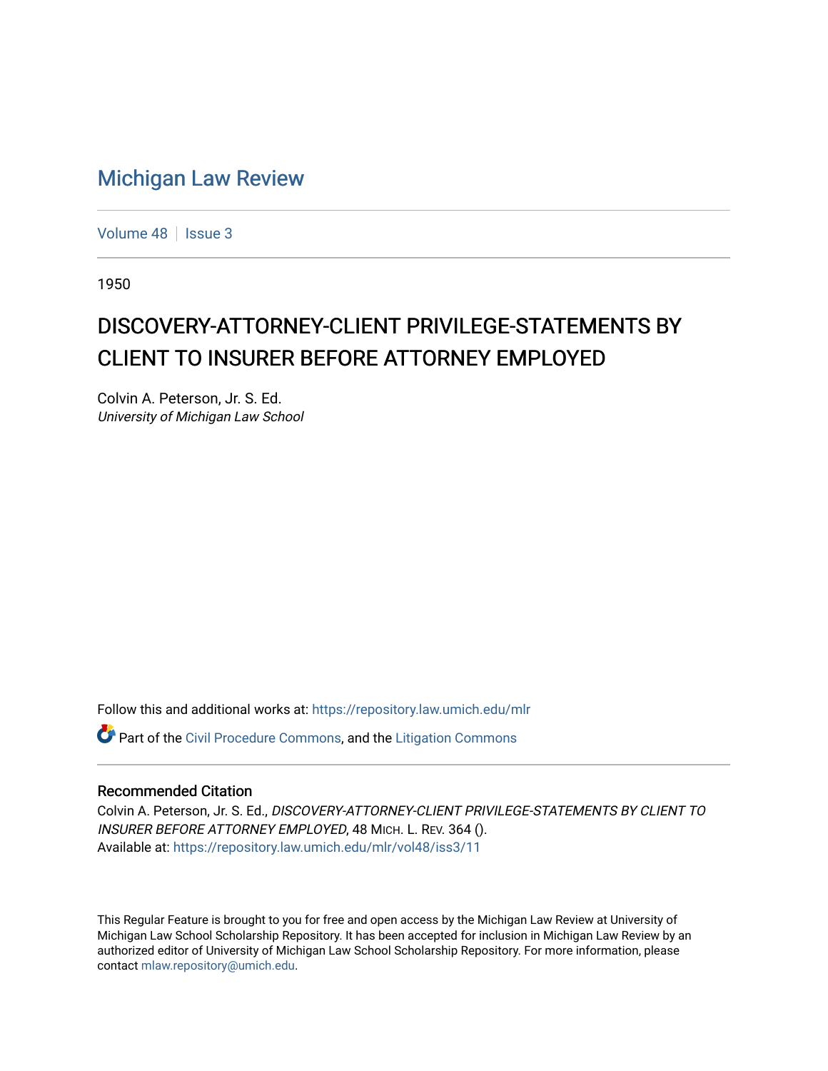# Michigan Law Review

Volume 48 | Issue 3

1950

## DISCOVERY-ATTORNEY-CLIENT PRIVILEGE-STATEMENTS BY CLIENT TO INSURER BEFORE ATTORNEY EMPLOYED

Colvin A. Peterson, Jr. S. Ed.
*University of Michigan Law School*

Follow this and additional works at: https://repository.law.umich.edu/mlr

Part of the Civil Procedure Commons, and the Litigation Commons

### Recommended Citation

Colvin A. Peterson, Jr. S. Ed., *DISCOVERY-ATTORNEY-CLIENT PRIVILEGE-STATEMENTS BY CLIENT TO INSURER BEFORE ATTORNEY EMPLOYED*, 48 MICH. L. REV. 364 ().
Available at: https://repository.law.umich.edu/mlr/vol48/iss3/11

This Regular Feature is brought to you for free and open access by the Michigan Law Review at University of Michigan Law School Scholarship Repository. It has been accepted for inclusion in Michigan Law Review by an authorized editor of University of Michigan Law School Scholarship Repository. For more information, please contact mlaw.repository@umich.edu.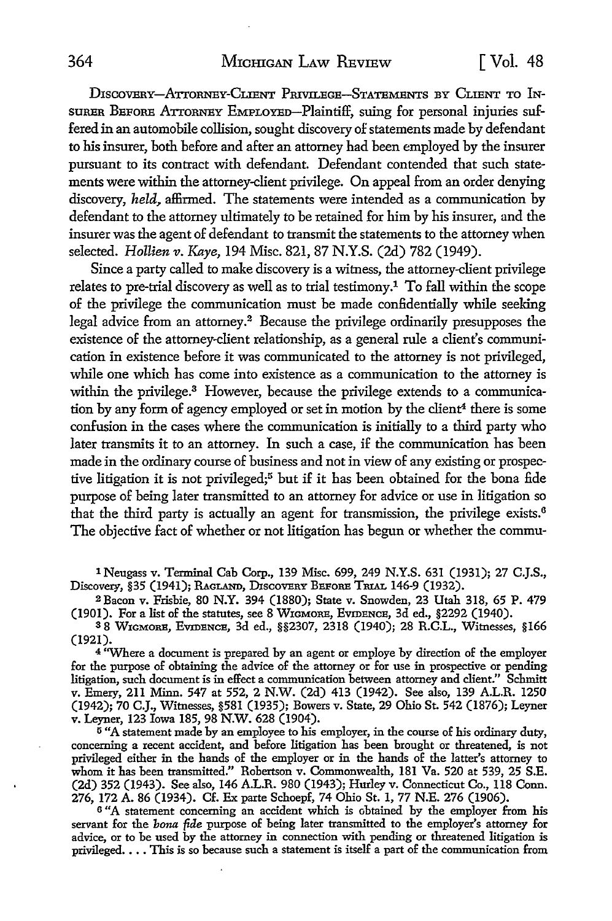DISCOVERY—ATTORNEY-CLIENT PRIVILEGE—STATEMENTS BY CLIENT TO INSURER BEFORE ATTORNEY EMPLOYED—Plaintiff, suing for personal injuries suffered in an automobile collision, sought discovery of statements made by defendant to his insurer, both before and after an attorney had been employed by the insurer pursuant to its contract with defendant. Defendant contended that such statements were within the attorney-client privilege. On appeal from an order denying discovery, *held*, affirmed. The statements were intended as a communication by defendant to the attorney ultimately to be retained for him by his insurer, and the insurer was the agent of defendant to transmit the statements to the attorney when selected. *Hollien v. Kaye,* 194 Misc. 821, 87 N.Y.S. (2d) 782 (1949).

Since a party called to make discovery is a witness, the attorney-client privilege relates to pre-trial discovery as well as to trial testimony.[1] To fall within the scope of the privilege the communication must be made confidentially while seeking legal advice from an attorney.[2] Because the privilege ordinarily presupposes the existence of the attorney-client relationship, as a general rule a client's communication in existence before it was communicated to the attorney is not privileged, while one which has come into existence as a communication to the attorney is within the privilege.[3] However, because the privilege extends to a communication by any form of agency employed or set in motion by the client[4] there is some confusion in the cases where the communication is initially to a third party who later transmits it to an attorney. In such a case, if the communication has been made in the ordinary course of business and not in view of any existing or prospective litigation it is not privileged;[5] but if it has been obtained for the bona fide purpose of being later transmitted to an attorney for advice or use in litigation so that the third party is actually an agent for transmission, the privilege exists.[6] The objective fact of whether or not litigation has begun or whether the commu-

---

[1] Neugass v. Terminal Cab Corp., 139 Misc. 699, 249 N.Y.S. 631 (1931); 27 C.J.S., Discovery, §35 (1941); RAGLAND, DISCOVERY BEFORE TRIAL 146-9 (1932).

[2] Bacon v. Frisbie, 80 N.Y. 394 (1880); State v. Snowden, 23 Utah 318, 65 P. 479 (1901). For a list of the statutes, see 8 WIGMORE, EVIDENCE, 3d ed., §2292 (1940).

[3] 8 WIGMORE, EVIDENCE, 3d ed., §§2307, 2318 (1940); 28 R.C.L., Witnesses, §166 (1921).

[4] "Where a document is prepared by an agent or employe by direction of the employer for the purpose of obtaining the advice of the attorney or for use in prospective or pending litigation, such document is in effect a communication between attorney and client." Schmitt v. Emery, 211 Minn. 547 at 552, 2 N.W. (2d) 413 (1942). See also, 139 A.L.R. 1250 (1942); 70 C.J., Witnesses, §581 (1935); Bowers v. State, 29 Ohio St. 542 (1876); Leyner v. Leyner, 123 Iowa 185, 98 N.W. 628 (1904).

[5] "A statement made by an employee to his employer, in the course of his ordinary duty, concerning a recent accident, and before litigation has been brought or threatened, is not privileged either in the hands of the employer or in the hands of the latter's attorney to whom it has been transmitted." Robertson v. Commonwealth, 181 Va. 520 at 539, 25 S.E. (2d) 352 (1943). See also, 146 A.L.R. 980 (1943); Hurley v. Connecticut Co., 118 Conn. 276, 172 A. 86 (1934). Cf. Ex parte Schoepf, 74 Ohio St. 1, 77 N.E. 276 (1906).

[6] "A statement concerning an accident which is obtained by the employer from his servant for the *bona fide* purpose of being later transmitted to the employer's attorney for advice, or to be used by the attorney in connection with pending or threatened litigation is privileged. . . . This is so because such a statement is itself a part of the communication from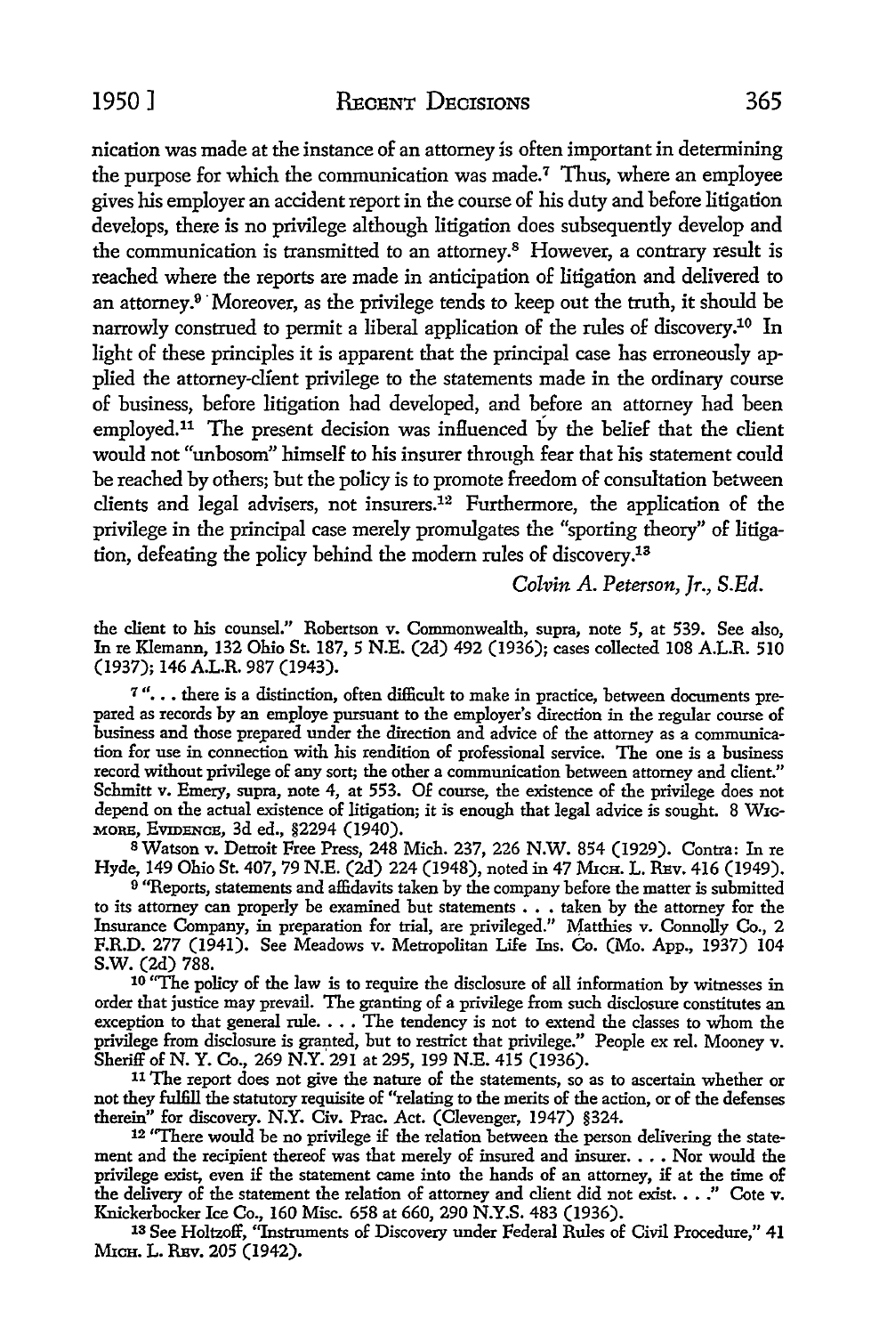nication was made at the instance of an attorney is often important in determining the purpose for which the communication was made.[7] Thus, where an employee gives his employer an accident report in the course of his duty and before litigation develops, there is no privilege although litigation does subsequently develop and the communication is transmitted to an attorney.[8] However, a contrary result is reached where the reports are made in anticipation of litigation and delivered to an attorney.[9] Moreover, as the privilege tends to keep out the truth, it should be narrowly construed to permit a liberal application of the rules of discovery.[10] In light of these principles it is apparent that the principal case has erroneously applied the attorney-client privilege to the statements made in the ordinary course of business, before litigation had developed, and before an attorney had been employed.[11] The present decision was influenced by the belief that the client would not "unbosom" himself to his insurer through fear that his statement could be reached by others; but the policy is to promote freedom of consultation between clients and legal advisers, not insurers.[12] Furthermore, the application of the privilege in the principal case merely promulgates the "sporting theory" of litigation, defeating the policy behind the modern rules of discovery.[13]

*Colvin A. Peterson, Jr., S.Ed.*

---

the client to his counsel." Robertson v. Commonwealth, supra, note 5, at 539. See also, In re Klemann, 132 Ohio St. 187, 5 N.E. (2d) 492 (1936); cases collected 108 A.L.R. 510 (1937); 146 A.L.R. 987 (1943).

[7] ". . . there is a distinction, often difficult to make in practice, between documents prepared as records by an employe pursuant to the employer's direction in the regular course of business and those prepared under the direction and advice of the attorney as a communication for use in connection with his rendition of professional service. The one is a business record without privilege of any sort; the other a communication between attorney and client." Schmitt v. Emery, supra, note 4, at 553. Of course, the existence of the privilege does not depend on the actual existence of litigation; it is enough that legal advice is sought. 8 WIGMORE, EVIDENCE, 3d ed., §2294 (1940).

[8] Watson v. Detroit Free Press, 248 Mich. 237, 226 N.W. 854 (1929). Contra: In re Hyde, 149 Ohio St. 407, 79 N.E. (2d) 224 (1948), noted in 47 MICH. L. REV. 416 (1949).

[9] "Reports, statements and affidavits taken by the company before the matter is submitted to its attorney can properly be examined but statements . . . taken by the attorney for the Insurance Company, in preparation for trial, are privileged." Matthies v. Connolly Co., 2 F.R.D. 277 (1941). See Meadows v. Metropolitan Life Ins. Co. (Mo. App., 1937) 104 S.W. (2d) 788.

[10] "The policy of the law is to require the disclosure of all information by witnesses in order that justice may prevail. The granting of a privilege from such disclosure constitutes an exception to that general rule. . . . The tendency is not to extend the classes to whom the privilege from disclosure is granted, but to restrict that privilege." People ex rel. Mooney v. Sheriff of N. Y. Co., 269 N.Y. 291 at 295, 199 N.E. 415 (1936).

[11] The report does not give the nature of the statements, so as to ascertain whether or not they fulfill the statutory requisite of "relating to the merits of the action, or of the defenses therein" for discovery. N.Y. Civ. Prac. Act. (Clevenger, 1947) §324.

[12] "There would be no privilege if the relation between the person delivering the statement and the recipient thereof was that merely of insured and insurer. . . . Nor would the privilege exist, even if the statement came into the hands of an attorney, if at the time of the delivery of the statement the relation of attorney and client did not exist. . . ." Cote v. Knickerbocker Ice Co., 160 Misc. 658 at 660, 290 N.Y.S. 483 (1936).

[13] See Holtzoff, "Instruments of Discovery under Federal Rules of Civil Procedure," 41 MICH. L. REV. 205 (1942).